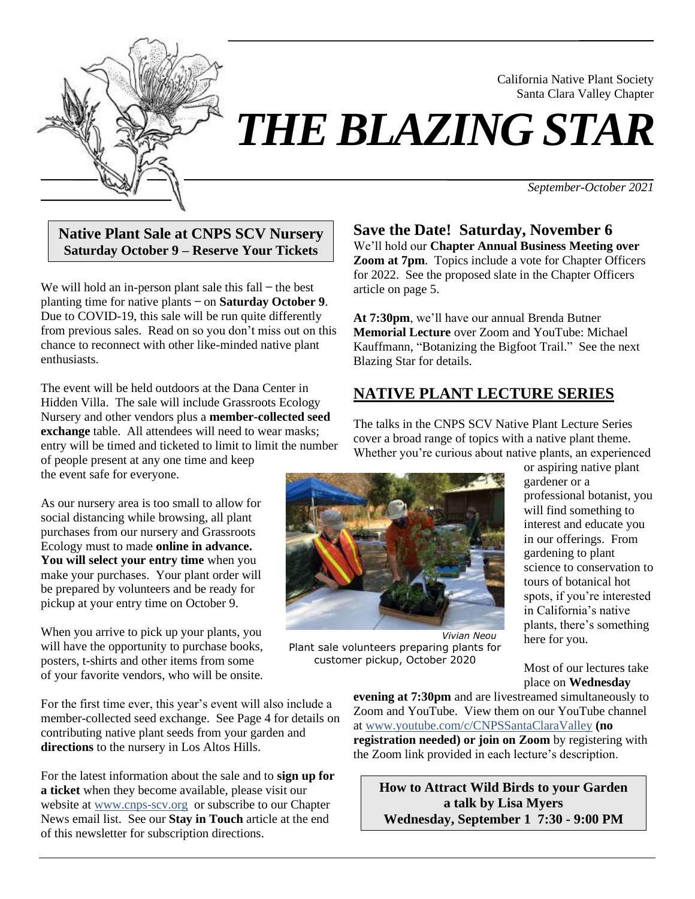California Native Plant Society
Santa Clara Valley Chapter

# *THE BLAZING STAR*

*September-October 2021*

## Native Plant Sale at CNPS SCV Nursery
### Saturday October 9 – Reserve Your Tickets

We will hold an in-person plant sale this fall – the best planting time for native plants – on **Saturday October 9**. Due to COVID-19, this sale will be run quite differently from previous sales. Read on so you don't miss out on this chance to reconnect with other like-minded native plant enthusiasts.

The event will be held outdoors at the Dana Center in Hidden Villa. The sale will include Grassroots Ecology Nursery and other vendors plus a **member-collected seed exchange** table. All attendees will need to wear masks; entry will be timed and ticketed to limit to limit the number of people present at any one time and keep the event safe for everyone.

As our nursery area is too small to allow for social distancing while browsing, all plant purchases from our nursery and Grassroots Ecology must to made **online in advance. You will select your entry time** when you make your purchases. Your plant order will be prepared by volunteers and be ready for pickup at your entry time on October 9.

When you arrive to pick up your plants, you will have the opportunity to purchase books, posters, t-shirts and other items from some of your favorite vendors, who will be onsite.

*Vivian Neou*
Plant sale volunteers preparing plants for customer pickup, October 2020

For the first time ever, this year's event will also include a member-collected seed exchange. See Page 4 for details on contributing native plant seeds from your garden and **directions** to the nursery in Los Altos Hills.

For the latest information about the sale and to **sign up for a ticket** when they become available, please visit our website at www.cnps-scv.org or subscribe to our Chapter News email list. See our **Stay in Touch** article at the end of this newsletter for subscription directions.

## Save the Date! Saturday, November 6

We'll hold our **Chapter Annual Business Meeting over Zoom at 7pm**. Topics include a vote for Chapter Officers for 2022. See the proposed slate in the Chapter Officers article on page 5.

**At 7:30pm**, we'll have our annual Brenda Butner **Memorial Lecture** over Zoom and YouTube: Michael Kauffmann, "Botanizing the Bigfoot Trail." See the next Blazing Star for details.

## NATIVE PLANT LECTURE SERIES

The talks in the CNPS SCV Native Plant Lecture Series cover a broad range of topics with a native plant theme. Whether you're curious about native plants, an experienced or aspiring native plant gardener or a professional botanist, you will find something to interest and educate you in our offerings. From gardening to plant science to conservation to tours of botanical hot spots, if you're interested in California's native plants, there's something here for you.

Most of our lectures take place on **Wednesday evening at 7:30pm** and are livestreamed simultaneously to Zoom and YouTube. View them on our YouTube channel at www.youtube.com/c/CNPSSantaClaraValley **(no registration needed) or join on Zoom** by registering with the Zoom link provided in each lecture's description.

### How to Attract Wild Birds to your Garden
### a talk by Lisa Myers
### Wednesday, September 1 7:30 - 9:00 PM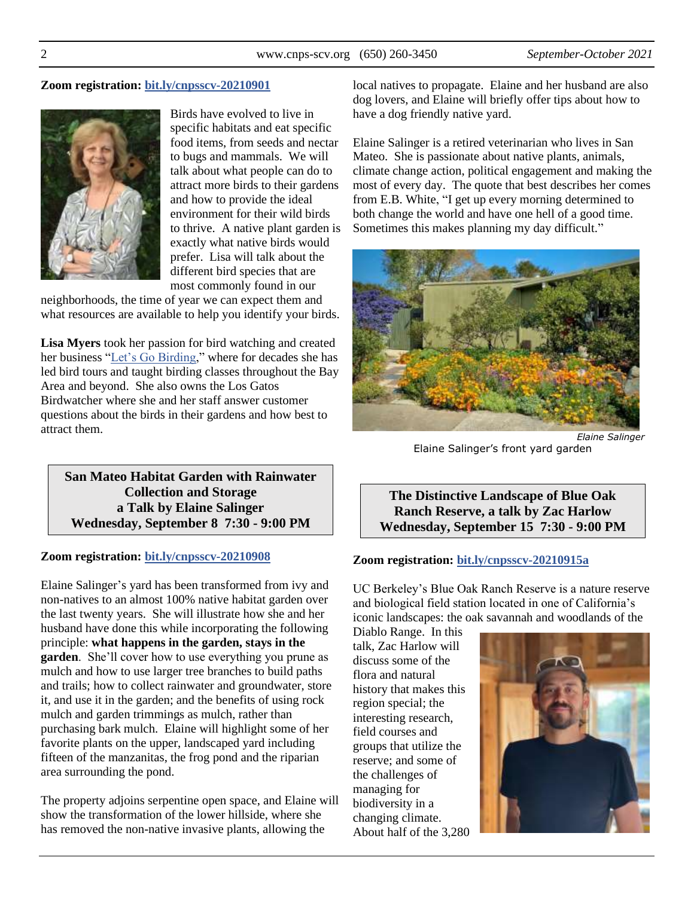**Zoom registration: bit.ly/cnpsscv-20210901**

Birds have evolved to live in specific habitats and eat specific food items, from seeds and nectar to bugs and mammals. We will talk about what people can do to attract more birds to their gardens and how to provide the ideal environment for their wild birds to thrive. A native plant garden is exactly what native birds would prefer. Lisa will talk about the different bird species that are most commonly found in our neighborhoods, the time of year we can expect them and what resources are available to help you identify your birds.

**Lisa Myers** took her passion for bird watching and created her business "Let's Go Birding," where for decades she has led bird tours and taught birding classes throughout the Bay Area and beyond. She also owns the Los Gatos Birdwatcher where she and her staff answer customer questions about the birds in their gardens and how best to attract them.

## San Mateo Habitat Garden with Rainwater Collection and Storage a Talk by Elaine Salinger Wednesday, September 8 7:30 - 9:00 PM

**Zoom registration: bit.ly/cnpsscv-20210908**

Elaine Salinger's yard has been transformed from ivy and non-natives to an almost 100% native habitat garden over the last twenty years. She will illustrate how she and her husband have done this while incorporating the following principle: **what happens in the garden, stays in the garden**. She'll cover how to use everything you prune as mulch and how to use larger tree branches to build paths and trails; how to collect rainwater and groundwater, store it, and use it in the garden; and the benefits of using rock mulch and garden trimmings as mulch, rather than purchasing bark mulch. Elaine will highlight some of her favorite plants on the upper, landscaped yard including fifteen of the manzanitas, the frog pond and the riparian area surrounding the pond.

The property adjoins serpentine open space, and Elaine will show the transformation of the lower hillside, where she has removed the non-native invasive plants, allowing the local natives to propagate. Elaine and her husband are also dog lovers, and Elaine will briefly offer tips about how to have a dog friendly native yard.

Elaine Salinger is a retired veterinarian who lives in San Mateo. She is passionate about native plants, animals, climate change action, political engagement and making the most of every day. The quote that best describes her comes from E.B. White, "I get up every morning determined to both change the world and have one hell of a good time. Sometimes this makes planning my day difficult."

*Elaine Salinger*

Elaine Salinger's front yard garden

## The Distinctive Landscape of Blue Oak Ranch Reserve, a talk by Zac Harlow Wednesday, September 15 7:30 - 9:00 PM

**Zoom registration: bit.ly/cnpsscv-20210915a**

UC Berkeley's Blue Oak Ranch Reserve is a nature reserve and biological field station located in one of California's iconic landscapes: the oak savannah and woodlands of the Diablo Range. In this talk, Zac Harlow will discuss some of the flora and natural history that makes this region special; the interesting research, field courses and groups that utilize the reserve; and some of the challenges of managing for biodiversity in a changing climate. About half of the 3,280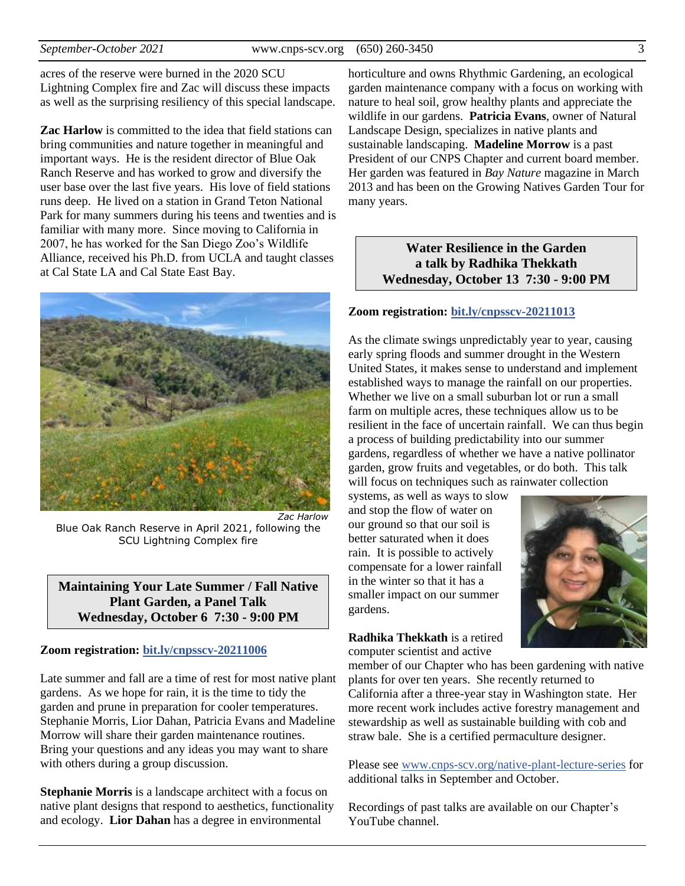acres of the reserve were burned in the 2020 SCU Lightning Complex fire and Zac will discuss these impacts as well as the surprising resiliency of this special landscape.

**Zac Harlow** is committed to the idea that field stations can bring communities and nature together in meaningful and important ways. He is the resident director of Blue Oak Ranch Reserve and has worked to grow and diversify the user base over the last five years. His love of field stations runs deep. He lived on a station in Grand Teton National Park for many summers during his teens and twenties and is familiar with many more. Since moving to California in 2007, he has worked for the San Diego Zoo's Wildlife Alliance, received his Ph.D. from UCLA and taught classes at Cal State LA and Cal State East Bay.

*Zac Harlow*

Blue Oak Ranch Reserve in April 2021, following the SCU Lightning Complex fire

## Maintaining Your Late Summer / Fall Native Plant Garden, a Panel Talk
## Wednesday, October 6 7:30 - 9:00 PM

**Zoom registration: bit.ly/cnpsscv-20211006**

Late summer and fall are a time of rest for most native plant gardens. As we hope for rain, it is the time to tidy the garden and prune in preparation for cooler temperatures. Stephanie Morris, Lior Dahan, Patricia Evans and Madeline Morrow will share their garden maintenance routines. Bring your questions and any ideas you may want to share with others during a group discussion.

**Stephanie Morris** is a landscape architect with a focus on native plant designs that respond to aesthetics, functionality and ecology. **Lior Dahan** has a degree in environmental horticulture and owns Rhythmic Gardening, an ecological garden maintenance company with a focus on working with nature to heal soil, grow healthy plants and appreciate the wildlife in our gardens. **Patricia Evans**, owner of Natural Landscape Design, specializes in native plants and sustainable landscaping. **Madeline Morrow** is a past President of our CNPS Chapter and current board member. Her garden was featured in *Bay Nature* magazine in March 2013 and has been on the Growing Natives Garden Tour for many years.

## Water Resilience in the Garden
## a talk by Radhika Thekkath
## Wednesday, October 13 7:30 - 9:00 PM

**Zoom registration: bit.ly/cnpsscv-20211013**

As the climate swings unpredictably year to year, causing early spring floods and summer drought in the Western United States, it makes sense to understand and implement established ways to manage the rainfall on our properties. Whether we live on a small suburban lot or run a small farm on multiple acres, these techniques allow us to be resilient in the face of uncertain rainfall. We can thus begin a process of building predictability into our summer gardens, regardless of whether we have a native pollinator garden, grow fruits and vegetables, or do both. This talk will focus on techniques such as rainwater collection systems, as well as ways to slow and stop the flow of water on our ground so that our soil is better saturated when it does rain. It is possible to actively compensate for a lower rainfall in the winter so that it has a smaller impact on our summer gardens.

**Radhika Thekkath** is a retired computer scientist and active member of our Chapter who has been gardening with native plants for over ten years. She recently returned to California after a three-year stay in Washington state. Her more recent work includes active forestry management and stewardship as well as sustainable building with cob and straw bale. She is a certified permaculture designer.

Please see www.cnps-scv.org/native-plant-lecture-series for additional talks in September and October.

Recordings of past talks are available on our Chapter's YouTube channel.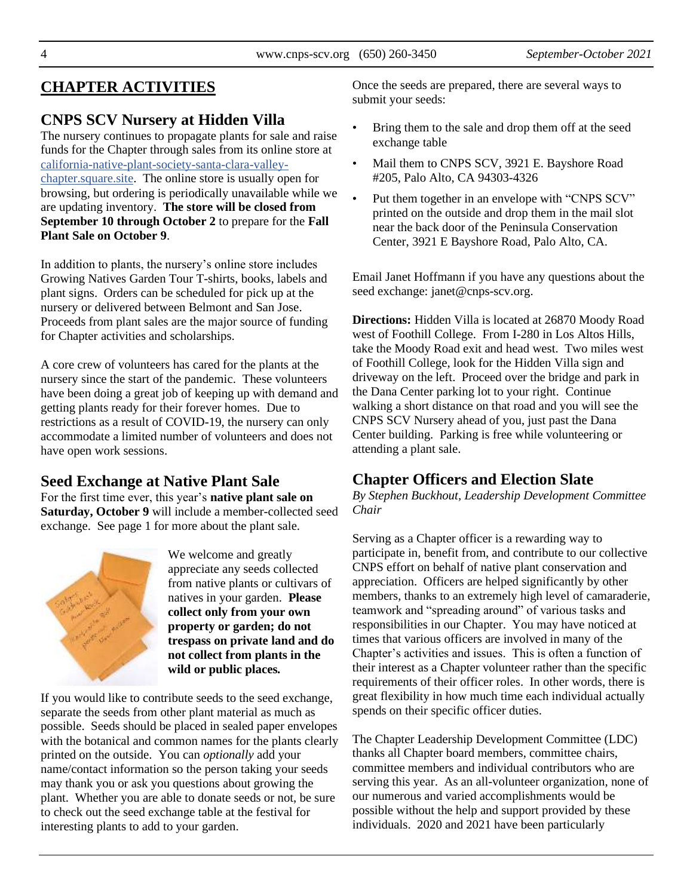# CHAPTER ACTIVITIES

## CNPS SCV Nursery at Hidden Villa

The nursery continues to propagate plants for sale and raise funds for the Chapter through sales from its online store at california-native-plant-society-santa-clara-valley-chapter.square.site. The online store is usually open for browsing, but ordering is periodically unavailable while we are updating inventory. **The store will be closed from September 10 through October 2** to prepare for the **Fall Plant Sale on October 9**.

In addition to plants, the nursery's online store includes Growing Natives Garden Tour T-shirts, books, labels and plant signs. Orders can be scheduled for pick up at the nursery or delivered between Belmont and San Jose. Proceeds from plant sales are the major source of funding for Chapter activities and scholarships.

A core crew of volunteers has cared for the plants at the nursery since the start of the pandemic. These volunteers have been doing a great job of keeping up with demand and getting plants ready for their forever homes. Due to restrictions as a result of COVID-19, the nursery can only accommodate a limited number of volunteers and does not have open work sessions.

## Seed Exchange at Native Plant Sale

For the first time ever, this year's **native plant sale on Saturday, October 9** will include a member-collected seed exchange. See page 1 for more about the plant sale.

We welcome and greatly appreciate any seeds collected from native plants or cultivars of natives in your garden. **Please collect only from your own property or garden; do not trespass on private land and do not collect from plants in the wild or public places.**

If you would like to contribute seeds to the seed exchange, separate the seeds from other plant material as much as possible. Seeds should be placed in sealed paper envelopes with the botanical and common names for the plants clearly printed on the outside. You can *optionally* add your name/contact information so the person taking your seeds may thank you or ask you questions about growing the plant. Whether you are able to donate seeds or not, be sure to check out the seed exchange table at the festival for interesting plants to add to your garden.

Once the seeds are prepared, there are several ways to submit your seeds:

- Bring them to the sale and drop them off at the seed exchange table
- Mail them to CNPS SCV, 3921 E. Bayshore Road #205, Palo Alto, CA 94303-4326
- Put them together in an envelope with "CNPS SCV" printed on the outside and drop them in the mail slot near the back door of the Peninsula Conservation Center, 3921 E Bayshore Road, Palo Alto, CA.

Email Janet Hoffmann if you have any questions about the seed exchange: janet@cnps-scv.org.

**Directions:** Hidden Villa is located at 26870 Moody Road west of Foothill College. From I-280 in Los Altos Hills, take the Moody Road exit and head west. Two miles west of Foothill College, look for the Hidden Villa sign and driveway on the left. Proceed over the bridge and park in the Dana Center parking lot to your right. Continue walking a short distance on that road and you will see the CNPS SCV Nursery ahead of you, just past the Dana Center building. Parking is free while volunteering or attending a plant sale.

## Chapter Officers and Election Slate

*By Stephen Buckhout, Leadership Development Committee Chair*

Serving as a Chapter officer is a rewarding way to participate in, benefit from, and contribute to our collective CNPS effort on behalf of native plant conservation and appreciation. Officers are helped significantly by other members, thanks to an extremely high level of camaraderie, teamwork and "spreading around" of various tasks and responsibilities in our Chapter. You may have noticed at times that various officers are involved in many of the Chapter's activities and issues. This is often a function of their interest as a Chapter volunteer rather than the specific requirements of their officer roles. In other words, there is great flexibility in how much time each individual actually spends on their specific officer duties.

The Chapter Leadership Development Committee (LDC) thanks all Chapter board members, committee chairs, committee members and individual contributors who are serving this year. As an all-volunteer organization, none of our numerous and varied accomplishments would be possible without the help and support provided by these individuals. 2020 and 2021 have been particularly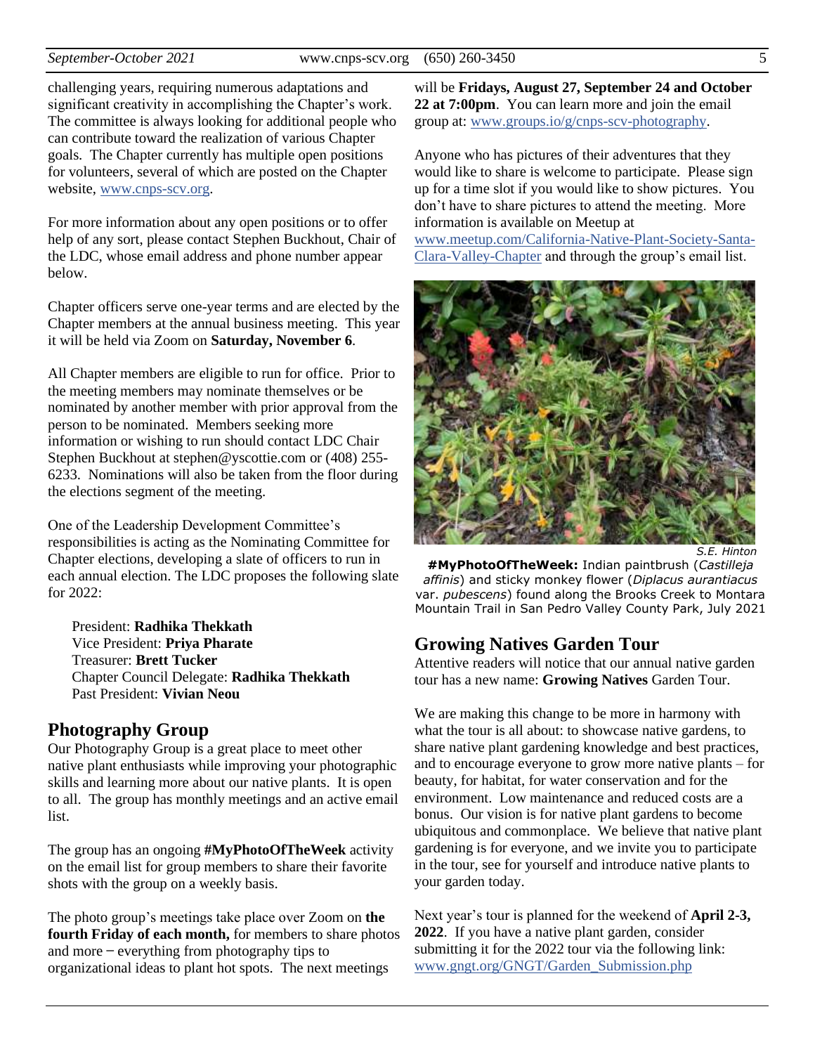challenging years, requiring numerous adaptations and significant creativity in accomplishing the Chapter's work. The committee is always looking for additional people who can contribute toward the realization of various Chapter goals. The Chapter currently has multiple open positions for volunteers, several of which are posted on the Chapter website, www.cnps-scv.org.

For more information about any open positions or to offer help of any sort, please contact Stephen Buckhout, Chair of the LDC, whose email address and phone number appear below.

Chapter officers serve one-year terms and are elected by the Chapter members at the annual business meeting. This year it will be held via Zoom on **Saturday, November 6**.

All Chapter members are eligible to run for office. Prior to the meeting members may nominate themselves or be nominated by another member with prior approval from the person to be nominated. Members seeking more information or wishing to run should contact LDC Chair Stephen Buckhout at stephen@yscottie.com or (408) 255-6233. Nominations will also be taken from the floor during the elections segment of the meeting.

One of the Leadership Development Committee's responsibilities is acting as the Nominating Committee for Chapter elections, developing a slate of officers to run in each annual election. The LDC proposes the following slate for 2022:

President: **Radhika Thekkath**
Vice President: **Priya Pharate**
Treasurer: **Brett Tucker**
Chapter Council Delegate: **Radhika Thekkath**
Past President: **Vivian Neou**

## Photography Group

Our Photography Group is a great place to meet other native plant enthusiasts while improving your photographic skills and learning more about our native plants. It is open to all. The group has monthly meetings and an active email list.

The group has an ongoing **#MyPhotoOfTheWeek** activity on the email list for group members to share their favorite shots with the group on a weekly basis.

The photo group's meetings take place over Zoom on **the fourth Friday of each month,** for members to share photos and more – everything from photography tips to organizational ideas to plant hot spots. The next meetings will be **Fridays, August 27, September 24 and October 22 at 7:00pm**. You can learn more and join the email group at: www.groups.io/g/cnps-scv-photography.

Anyone who has pictures of their adventures that they would like to share is welcome to participate. Please sign up for a time slot if you would like to show pictures. You don't have to share pictures to attend the meeting. More information is available on Meetup at www.meetup.com/California-Native-Plant-Society-Santa-Clara-Valley-Chapter and through the group's email list.

*S.E. Hinton*

**#MyPhotoOfTheWeek:** Indian paintbrush (*Castilleja affinis*) and sticky monkey flower (*Diplacus aurantiacus* var. *pubescens*) found along the Brooks Creek to Montara Mountain Trail in San Pedro Valley County Park, July 2021

## Growing Natives Garden Tour

Attentive readers will notice that our annual native garden tour has a new name: **Growing Natives** Garden Tour.

We are making this change to be more in harmony with what the tour is all about: to showcase native gardens, to share native plant gardening knowledge and best practices, and to encourage everyone to grow more native plants – for beauty, for habitat, for water conservation and for the environment. Low maintenance and reduced costs are a bonus. Our vision is for native plant gardens to become ubiquitous and commonplace. We believe that native plant gardening is for everyone, and we invite you to participate in the tour, see for yourself and introduce native plants to your garden today.

Next year's tour is planned for the weekend of **April 2-3, 2022**. If you have a native plant garden, consider submitting it for the 2022 tour via the following link: www.gngt.org/GNGT/Garden_Submission.php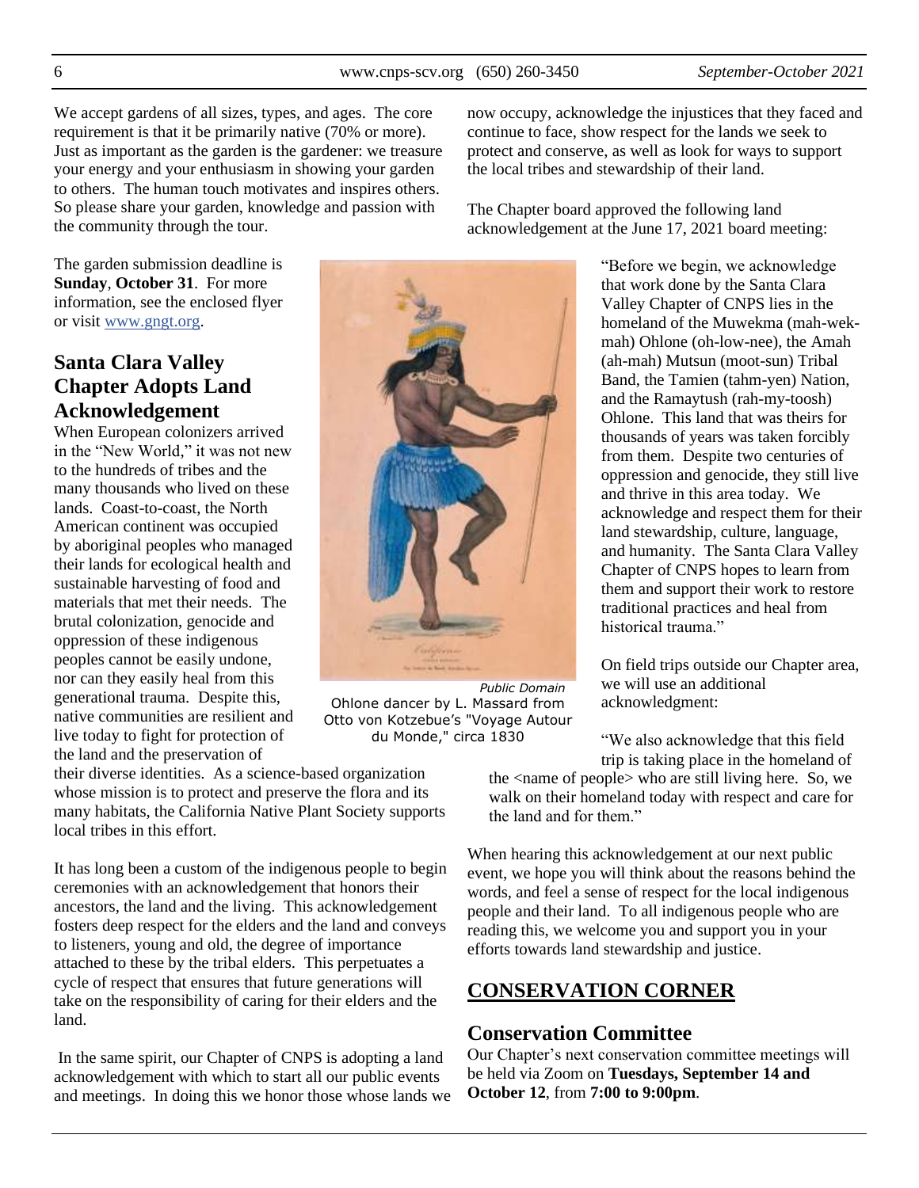We accept gardens of all sizes, types, and ages. The core requirement is that it be primarily native (70% or more). Just as important as the garden is the gardener: we treasure your energy and your enthusiasm in showing your garden to others. The human touch motivates and inspires others. So please share your garden, knowledge and passion with the community through the tour.

The garden submission deadline is **Sunday**, **October 31**. For more information, see the enclosed flyer or visit www.gngt.org.

## Santa Clara Valley Chapter Adopts Land Acknowledgement

When European colonizers arrived in the "New World," it was not new to the hundreds of tribes and the many thousands who lived on these lands. Coast-to-coast, the North American continent was occupied by aboriginal peoples who managed their lands for ecological health and sustainable harvesting of food and materials that met their needs. The brutal colonization, genocide and oppression of these indigenous peoples cannot be easily undone, nor can they easily heal from this generational trauma. Despite this, native communities are resilient and live today to fight for protection of the land and the preservation of their diverse identities. As a science-based organization whose mission is to protect and preserve the flora and its many habitats, the California Native Plant Society supports local tribes in this effort.

*Public Domain*
Ohlone dancer by L. Massard from Otto von Kotzebue's "Voyage Autour du Monde," circa 1830

It has long been a custom of the indigenous people to begin ceremonies with an acknowledgement that honors their ancestors, the land and the living. This acknowledgement fosters deep respect for the elders and the land and conveys to listeners, young and old, the degree of importance attached to these by the tribal elders. This perpetuates a cycle of respect that ensures that future generations will take on the responsibility of caring for their elders and the land.

In the same spirit, our Chapter of CNPS is adopting a land acknowledgement with which to start all our public events and meetings. In doing this we honor those whose lands we now occupy, acknowledge the injustices that they faced and continue to face, show respect for the lands we seek to protect and conserve, as well as look for ways to support the local tribes and stewardship of their land.

The Chapter board approved the following land acknowledgement at the June 17, 2021 board meeting:

"Before we begin, we acknowledge that work done by the Santa Clara Valley Chapter of CNPS lies in the homeland of the Muwekma (mah-wek-mah) Ohlone (oh-low-nee), the Amah (ah-mah) Mutsun (moot-sun) Tribal Band, the Tamien (tahm-yen) Nation, and the Ramaytush (rah-my-toosh) Ohlone. This land that was theirs for thousands of years was taken forcibly from them. Despite two centuries of oppression and genocide, they still live and thrive in this area today. We acknowledge and respect them for their land stewardship, culture, language, and humanity. The Santa Clara Valley Chapter of CNPS hopes to learn from them and support their work to restore traditional practices and heal from historical trauma."

On field trips outside our Chapter area, we will use an additional acknowledgment:

"We also acknowledge that this field trip is taking place in the homeland of the <name of people> who are still living here. So, we walk on their homeland today with respect and care for the land and for them."

When hearing this acknowledgement at our next public event, we hope you will think about the reasons behind the words, and feel a sense of respect for the local indigenous people and their land. To all indigenous people who are reading this, we welcome you and support you in your efforts towards land stewardship and justice.

## CONSERVATION CORNER

### Conservation Committee

Our Chapter's next conservation committee meetings will be held via Zoom on **Tuesdays, September 14 and October 12**, from **7:00 to 9:00pm**.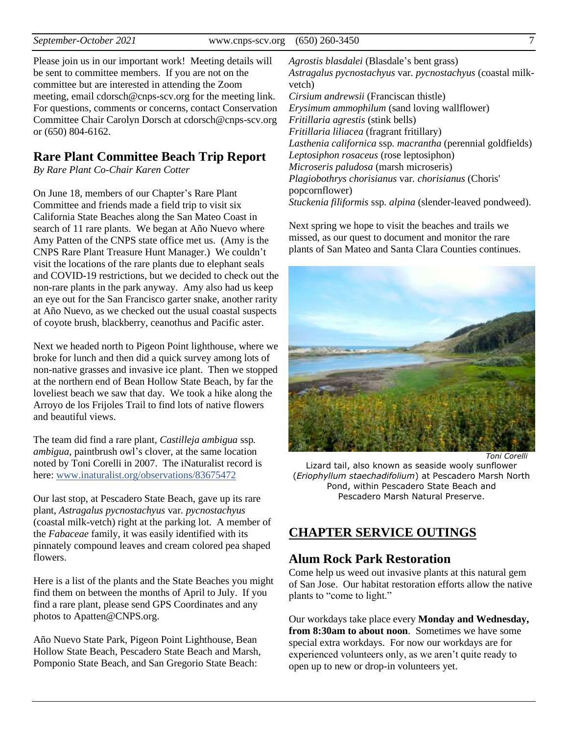Please join us in our important work! Meeting details will be sent to committee members. If you are not on the committee but are interested in attending the Zoom meeting, email cdorsch@cnps-scv.org for the meeting link. For questions, comments or concerns, contact Conservation Committee Chair Carolyn Dorsch at cdorsch@cnps-scv.org or (650) 804-6162.

## Rare Plant Committee Beach Trip Report

*By Rare Plant Co-Chair Karen Cotter*

On June 18, members of our Chapter's Rare Plant Committee and friends made a field trip to visit six California State Beaches along the San Mateo Coast in search of 11 rare plants. We began at Año Nuevo where Amy Patten of the CNPS state office met us. (Amy is the CNPS Rare Plant Treasure Hunt Manager.) We couldn't visit the locations of the rare plants due to elephant seals and COVID-19 restrictions, but we decided to check out the non-rare plants in the park anyway. Amy also had us keep an eye out for the San Francisco garter snake, another rarity at Año Nuevo, as we checked out the usual coastal suspects of coyote brush, blackberry, ceanothus and Pacific aster.

Next we headed north to Pigeon Point lighthouse, where we broke for lunch and then did a quick survey among lots of non-native grasses and invasive ice plant. Then we stopped at the northern end of Bean Hollow State Beach, by far the loveliest beach we saw that day. We took a hike along the Arroyo de los Frijoles Trail to find lots of native flowers and beautiful views.

The team did find a rare plant, *Castilleja ambigua* ssp. *ambigua*, paintbrush owl's clover, at the same location noted by Toni Corelli in 2007. The iNaturalist record is here: www.inaturalist.org/observations/83675472

Our last stop, at Pescadero State Beach, gave up its rare plant, *Astragalus pycnostachyus* var. *pycnostachyus* (coastal milk-vetch) right at the parking lot. A member of the *Fabaceae* family, it was easily identified with its pinnately compound leaves and cream colored pea shaped flowers.

Here is a list of the plants and the State Beaches you might find them on between the months of April to July. If you find a rare plant, please send GPS Coordinates and any photos to Apatten@CNPS.org.

Año Nuevo State Park, Pigeon Point Lighthouse, Bean Hollow State Beach, Pescadero State Beach and Marsh, Pomponio State Beach, and San Gregorio State Beach:

*Agrostis blasdalei* (Blasdale's bent grass)
*Astragalus pycnostachyus* var. *pycnostachyus* (coastal milk-vetch)
*Cirsium andrewsii* (Franciscan thistle)
*Erysimum ammophilum* (sand loving wallflower)
*Fritillaria agrestis* (stink bells)
*Fritillaria liliacea* (fragrant fritillary)
*Lasthenia californica* ssp. *macrantha* (perennial goldfields)
*Leptosiphon rosaceus* (rose leptosiphon)
*Microseris paludosa* (marsh microseris)
*Plagiobothrys chorisianus* var. *chorisianus* (Choris' popcornflower)
*Stuckenia filiformis* ssp. *alpina* (slender-leaved pondweed).

Next spring we hope to visit the beaches and trails we missed, as our quest to document and monitor the rare plants of San Mateo and Santa Clara Counties continues.

*Toni Corelli*

Lizard tail, also known as seaside wooly sunflower (*Eriophyllum staechadifolium*) at Pescadero Marsh North Pond, within Pescadero State Beach and Pescadero Marsh Natural Preserve.

## CHAPTER SERVICE OUTINGS

### Alum Rock Park Restoration

Come help us weed out invasive plants at this natural gem of San Jose. Our habitat restoration efforts allow the native plants to "come to light."

Our workdays take place every **Monday and Wednesday, from 8:30am to about noon**. Sometimes we have some special extra workdays. For now our workdays are for experienced volunteers only, as we aren't quite ready to open up to new or drop-in volunteers yet.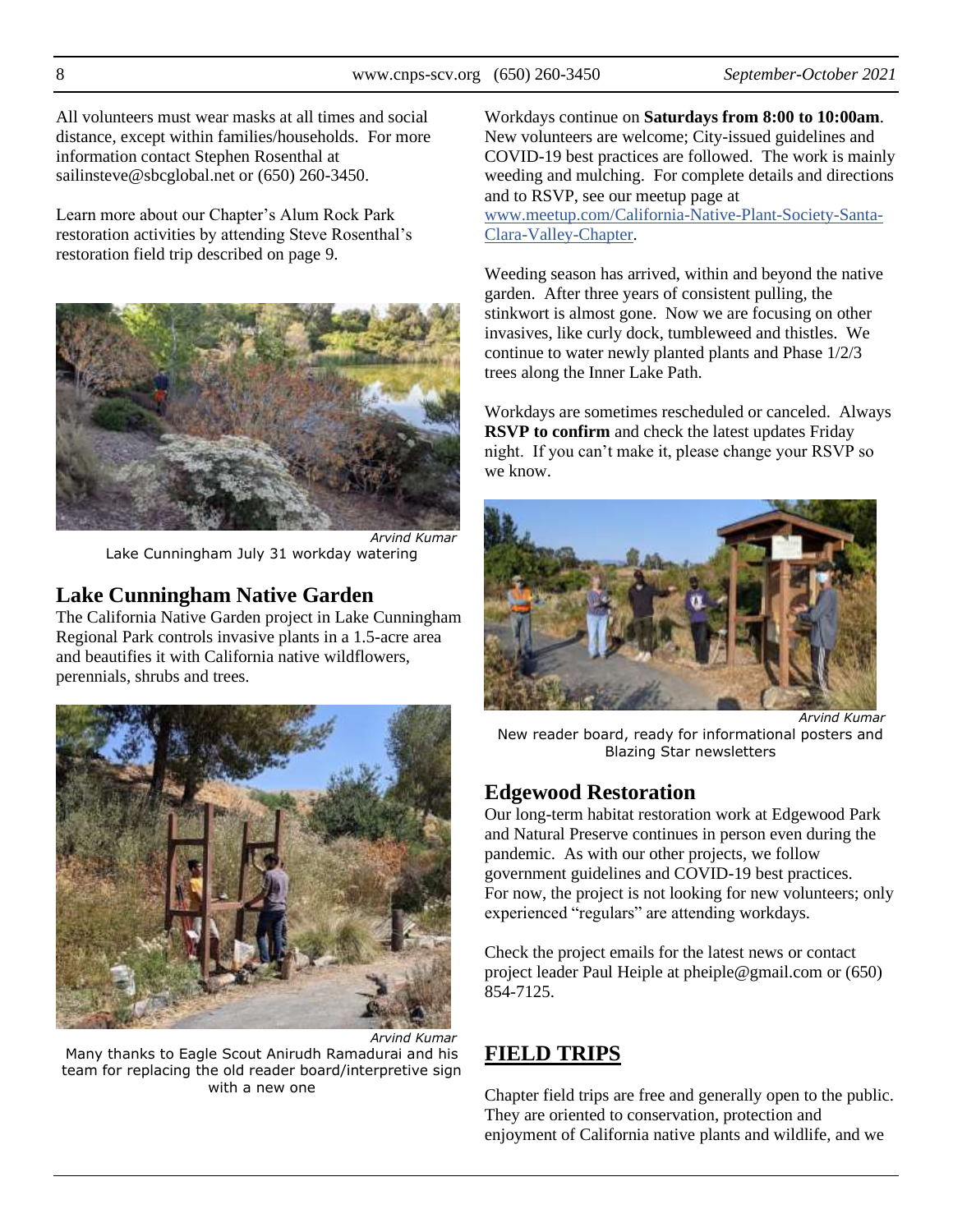All volunteers must wear masks at all times and social distance, except within families/households. For more information contact Stephen Rosenthal at sailinsteve@sbcglobal.net or (650) 260-3450.

Learn more about our Chapter's Alum Rock Park restoration activities by attending Steve Rosenthal's restoration field trip described on page 9.

*Arvind Kumar*

Lake Cunningham July 31 workday watering

## Lake Cunningham Native Garden

The California Native Garden project in Lake Cunningham Regional Park controls invasive plants in a 1.5-acre area and beautifies it with California native wildflowers, perennials, shrubs and trees.

*Arvind Kumar*

Many thanks to Eagle Scout Anirudh Ramadurai and his team for replacing the old reader board/interpretive sign with a new one

Workdays continue on **Saturdays from 8:00 to 10:00am**. New volunteers are welcome; City-issued guidelines and COVID-19 best practices are followed. The work is mainly weeding and mulching. For complete details and directions and to RSVP, see our meetup page at www.meetup.com/California-Native-Plant-Society-Santa-Clara-Valley-Chapter.

Weeding season has arrived, within and beyond the native garden. After three years of consistent pulling, the stinkwort is almost gone. Now we are focusing on other invasives, like curly dock, tumbleweed and thistles. We continue to water newly planted plants and Phase 1/2/3 trees along the Inner Lake Path.

Workdays are sometimes rescheduled or canceled. Always **RSVP to confirm** and check the latest updates Friday night. If you can't make it, please change your RSVP so we know.

*Arvind Kumar*

New reader board, ready for informational posters and Blazing Star newsletters

## Edgewood Restoration

Our long-term habitat restoration work at Edgewood Park and Natural Preserve continues in person even during the pandemic. As with our other projects, we follow government guidelines and COVID-19 best practices. For now, the project is not looking for new volunteers; only experienced "regulars" are attending workdays.

Check the project emails for the latest news or contact project leader Paul Heiple at pheiple@gmail.com or (650) 854-7125.

# FIELD TRIPS

Chapter field trips are free and generally open to the public. They are oriented to conservation, protection and enjoyment of California native plants and wildlife, and we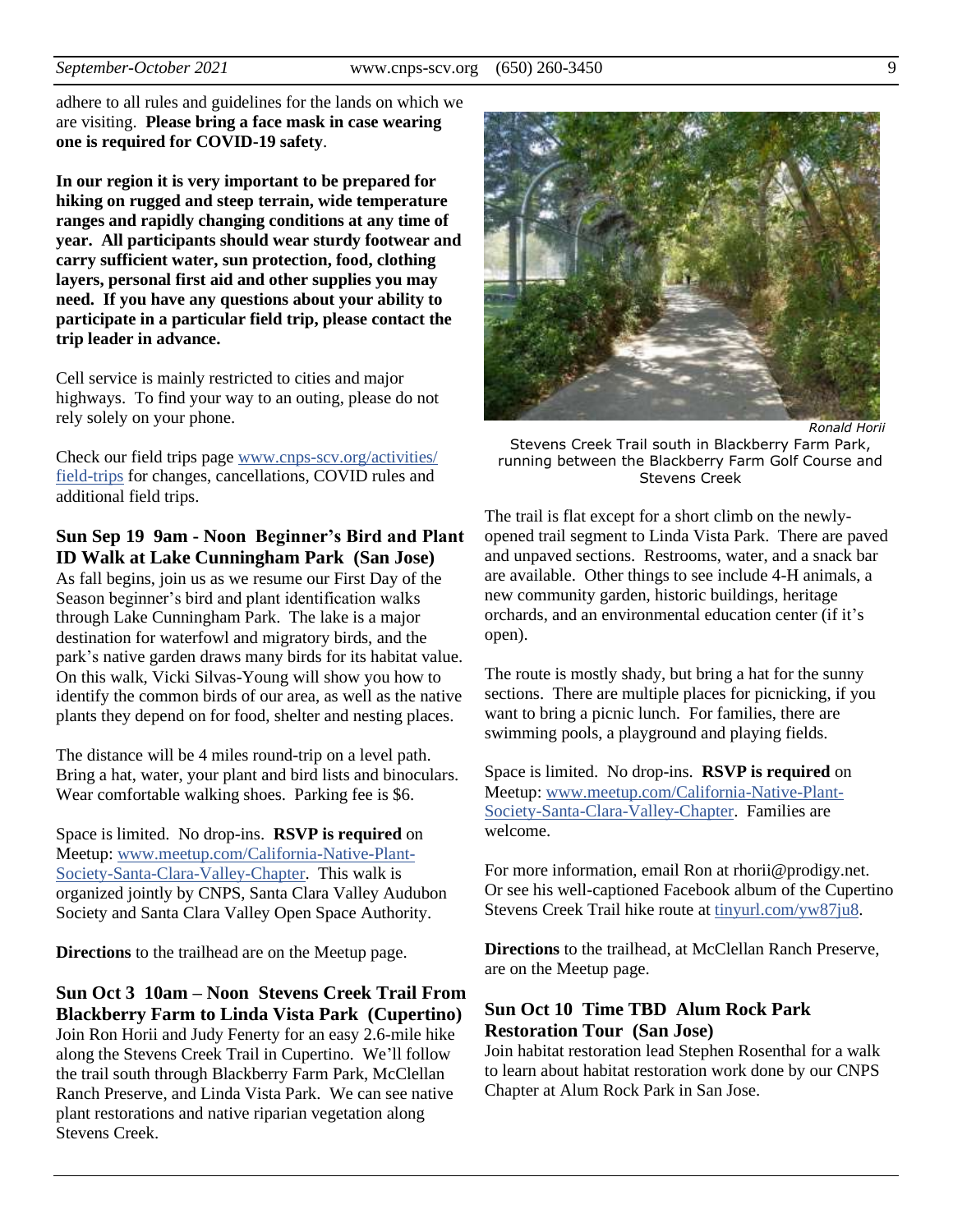adhere to all rules and guidelines for the lands on which we are visiting. **Please bring a face mask in case wearing one is required for COVID-19 safety**.

**In our region it is very important to be prepared for hiking on rugged and steep terrain, wide temperature ranges and rapidly changing conditions at any time of year. All participants should wear sturdy footwear and carry sufficient water, sun protection, food, clothing layers, personal first aid and other supplies you may need. If you have any questions about your ability to participate in a particular field trip, please contact the trip leader in advance.**

Cell service is mainly restricted to cities and major highways. To find your way to an outing, please do not rely solely on your phone.

Check our field trips page [www.cnps-scv.org/activities/field-trips](www.cnps-scv.org/activities/field-trips) for changes, cancellations, COVID rules and additional field trips.

### Sun Sep 19 9am - Noon Beginner's Bird and Plant ID Walk at Lake Cunningham Park (San Jose)

As fall begins, join us as we resume our First Day of the Season beginner's bird and plant identification walks through Lake Cunningham Park. The lake is a major destination for waterfowl and migratory birds, and the park's native garden draws many birds for its habitat value. On this walk, Vicki Silvas-Young will show you how to identify the common birds of our area, as well as the native plants they depend on for food, shelter and nesting places.

The distance will be 4 miles round-trip on a level path. Bring a hat, water, your plant and bird lists and binoculars. Wear comfortable walking shoes. Parking fee is $6.

Space is limited. No drop-ins. **RSVP is required** on Meetup: [www.meetup.com/California-Native-Plant-Society-Santa-Clara-Valley-Chapter](www.meetup.com/California-Native-Plant-Society-Santa-Clara-Valley-Chapter). This walk is organized jointly by CNPS, Santa Clara Valley Audubon Society and Santa Clara Valley Open Space Authority.

**Directions** to the trailhead are on the Meetup page.

### Sun Oct 3 10am – Noon Stevens Creek Trail From Blackberry Farm to Linda Vista Park (Cupertino)

Join Ron Horii and Judy Fenerty for an easy 2.6-mile hike along the Stevens Creek Trail in Cupertino. We'll follow the trail south through Blackberry Farm Park, McClellan Ranch Preserve, and Linda Vista Park. We can see native plant restorations and native riparian vegetation along Stevens Creek.

*Ronald Horii*

Stevens Creek Trail south in Blackberry Farm Park, running between the Blackberry Farm Golf Course and Stevens Creek

The trail is flat except for a short climb on the newly-opened trail segment to Linda Vista Park. There are paved and unpaved sections. Restrooms, water, and a snack bar are available. Other things to see include 4-H animals, a new community garden, historic buildings, heritage orchards, and an environmental education center (if it's open).

The route is mostly shady, but bring a hat for the sunny sections. There are multiple places for picnicking, if you want to bring a picnic lunch. For families, there are swimming pools, a playground and playing fields.

Space is limited. No drop-ins. **RSVP is required** on Meetup: [www.meetup.com/California-Native-Plant-Society-Santa-Clara-Valley-Chapter](www.meetup.com/California-Native-Plant-Society-Santa-Clara-Valley-Chapter). Families are welcome.

For more information, email Ron at rhorii@prodigy.net. Or see his well-captioned Facebook album of the Cupertino Stevens Creek Trail hike route at [tinyurl.com/yw87ju8](tinyurl.com/yw87ju8).

**Directions** to the trailhead, at McClellan Ranch Preserve, are on the Meetup page.

### Sun Oct 10 Time TBD Alum Rock Park Restoration Tour (San Jose)

Join habitat restoration lead Stephen Rosenthal for a walk to learn about habitat restoration work done by our CNPS Chapter at Alum Rock Park in San Jose.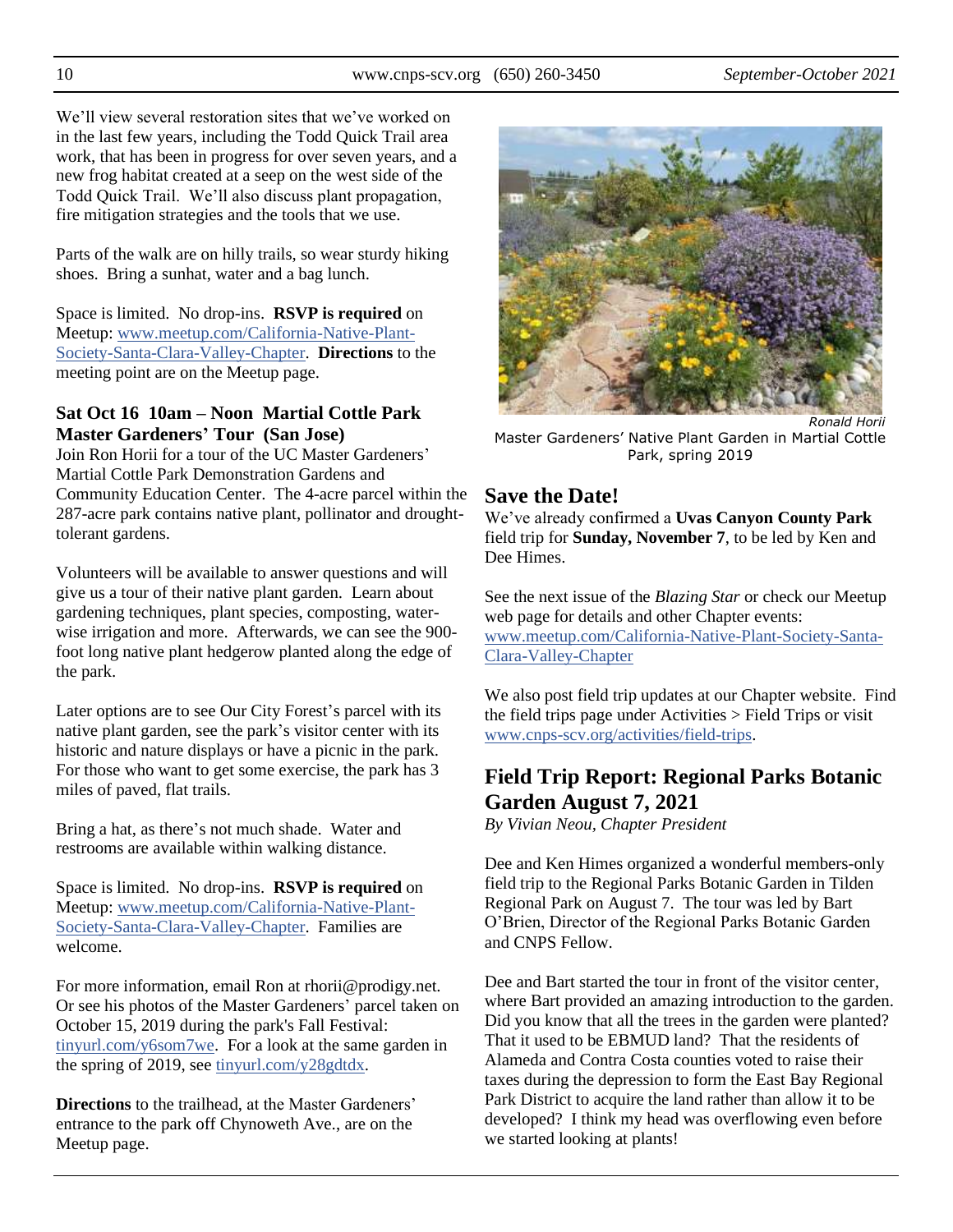We'll view several restoration sites that we've worked on in the last few years, including the Todd Quick Trail area work, that has been in progress for over seven years, and a new frog habitat created at a seep on the west side of the Todd Quick Trail. We'll also discuss plant propagation, fire mitigation strategies and the tools that we use.

Parts of the walk are on hilly trails, so wear sturdy hiking shoes. Bring a sunhat, water and a bag lunch.

Space is limited. No drop-ins. **RSVP is required** on Meetup: www.meetup.com/California-Native-Plant-Society-Santa-Clara-Valley-Chapter. **Directions** to the meeting point are on the Meetup page.

### Sat Oct 16 10am – Noon Martial Cottle Park Master Gardeners' Tour (San Jose)

Join Ron Horii for a tour of the UC Master Gardeners' Martial Cottle Park Demonstration Gardens and Community Education Center. The 4-acre parcel within the 287-acre park contains native plant, pollinator and drought-tolerant gardens.

Volunteers will be available to answer questions and will give us a tour of their native plant garden. Learn about gardening techniques, plant species, composting, water-wise irrigation and more. Afterwards, we can see the 900-foot long native plant hedgerow planted along the edge of the park.

Later options are to see Our City Forest's parcel with its native plant garden, see the park's visitor center with its historic and nature displays or have a picnic in the park. For those who want to get some exercise, the park has 3 miles of paved, flat trails.

Bring a hat, as there's not much shade. Water and restrooms are available within walking distance.

Space is limited. No drop-ins. **RSVP is required** on Meetup: www.meetup.com/California-Native-Plant-Society-Santa-Clara-Valley-Chapter. Families are welcome.

For more information, email Ron at rhorii@prodigy.net. Or see his photos of the Master Gardeners' parcel taken on October 15, 2019 during the park's Fall Festival: tinyurl.com/y6som7we. For a look at the same garden in the spring of 2019, see tinyurl.com/y28gdtdx.

**Directions** to the trailhead, at the Master Gardeners' entrance to the park off Chynoweth Ave., are on the Meetup page.

*Ronald Horii*

Master Gardeners' Native Plant Garden in Martial Cottle Park, spring 2019

## Save the Date!

We've already confirmed a **Uvas Canyon County Park** field trip for **Sunday, November 7**, to be led by Ken and Dee Himes.

See the next issue of the *Blazing Star* or check our Meetup web page for details and other Chapter events: www.meetup.com/California-Native-Plant-Society-Santa-Clara-Valley-Chapter

We also post field trip updates at our Chapter website. Find the field trips page under Activities > Field Trips or visit www.cnps-scv.org/activities/field-trips.

## Field Trip Report: Regional Parks Botanic Garden August 7, 2021

*By Vivian Neou, Chapter President*

Dee and Ken Himes organized a wonderful members-only field trip to the Regional Parks Botanic Garden in Tilden Regional Park on August 7. The tour was led by Bart O'Brien, Director of the Regional Parks Botanic Garden and CNPS Fellow.

Dee and Bart started the tour in front of the visitor center, where Bart provided an amazing introduction to the garden. Did you know that all the trees in the garden were planted? That it used to be EBMUD land? That the residents of Alameda and Contra Costa counties voted to raise their taxes during the depression to form the East Bay Regional Park District to acquire the land rather than allow it to be developed? I think my head was overflowing even before we started looking at plants!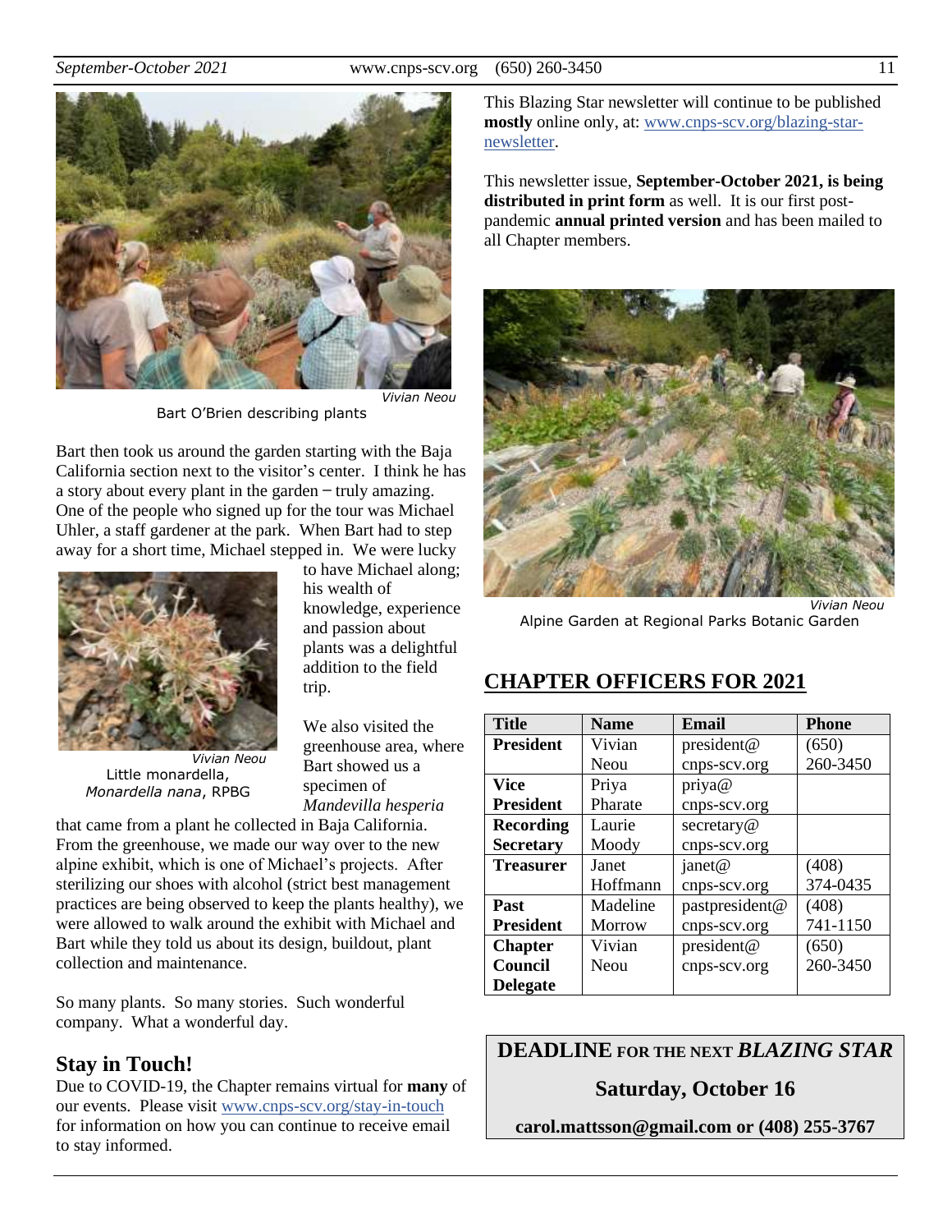Vivian Neou

Bart O'Brien describing plants

Bart then took us around the garden starting with the Baja California section next to the visitor's center. I think he has a story about every plant in the garden – truly amazing. One of the people who signed up for the tour was Michael Uhler, a staff gardener at the park. When Bart had to step away for a short time, Michael stepped in. We were lucky to have Michael along; his wealth of knowledge, experience and passion about plants was a delightful addition to the field trip.

Vivian Neou

Little monardella, *Monardella nana*, RPBG

We also visited the greenhouse area, where Bart showed us a specimen of *Mandevilla hesperia* that came from a plant he collected in Baja California. From the greenhouse, we made our way over to the new alpine exhibit, which is one of Michael's projects. After sterilizing our shoes with alcohol (strict best management practices are being observed to keep the plants healthy), we were allowed to walk around the exhibit with Michael and Bart while they told us about its design, buildout, plant collection and maintenance.

So many plants. So many stories. Such wonderful company. What a wonderful day.

## Stay in Touch!

Due to COVID-19, the Chapter remains virtual for **many** of our events. Please visit www.cnps-scv.org/stay-in-touch for information on how you can continue to receive email to stay informed.

This Blazing Star newsletter will continue to be published **mostly** online only, at: www.cnps-scv.org/blazing-star-newsletter.

This newsletter issue, **September-October 2021, is being distributed in print form** as well. It is our first post-pandemic **annual printed version** and has been mailed to all Chapter members.

Vivian Neou

Alpine Garden at Regional Parks Botanic Garden

## CHAPTER OFFICERS FOR 2021

| Title | Name | Email | Phone |
|---|---|---|---|
| **President** | Vivian Neou | president@cnps-scv.org | (650) 260-3450 |
| **Vice President** | Priya Pharate | priya@cnps-scv.org | |
| **Recording Secretary** | Laurie Moody | secretary@cnps-scv.org | |
| **Treasurer** | Janet Hoffmann | janet@cnps-scv.org | (408) 374-0435 |
| **Past President** | Madeline Morrow | pastpresident@cnps-scv.org | (408) 741-1150 |
| **Chapter Council Delegate** | Vivian Neou | president@cnps-scv.org | (650) 260-3450 |

**DEADLINE FOR THE NEXT *BLAZING STAR***

**Saturday, October 16**

**carol.mattsson@gmail.com or (408) 255-3767**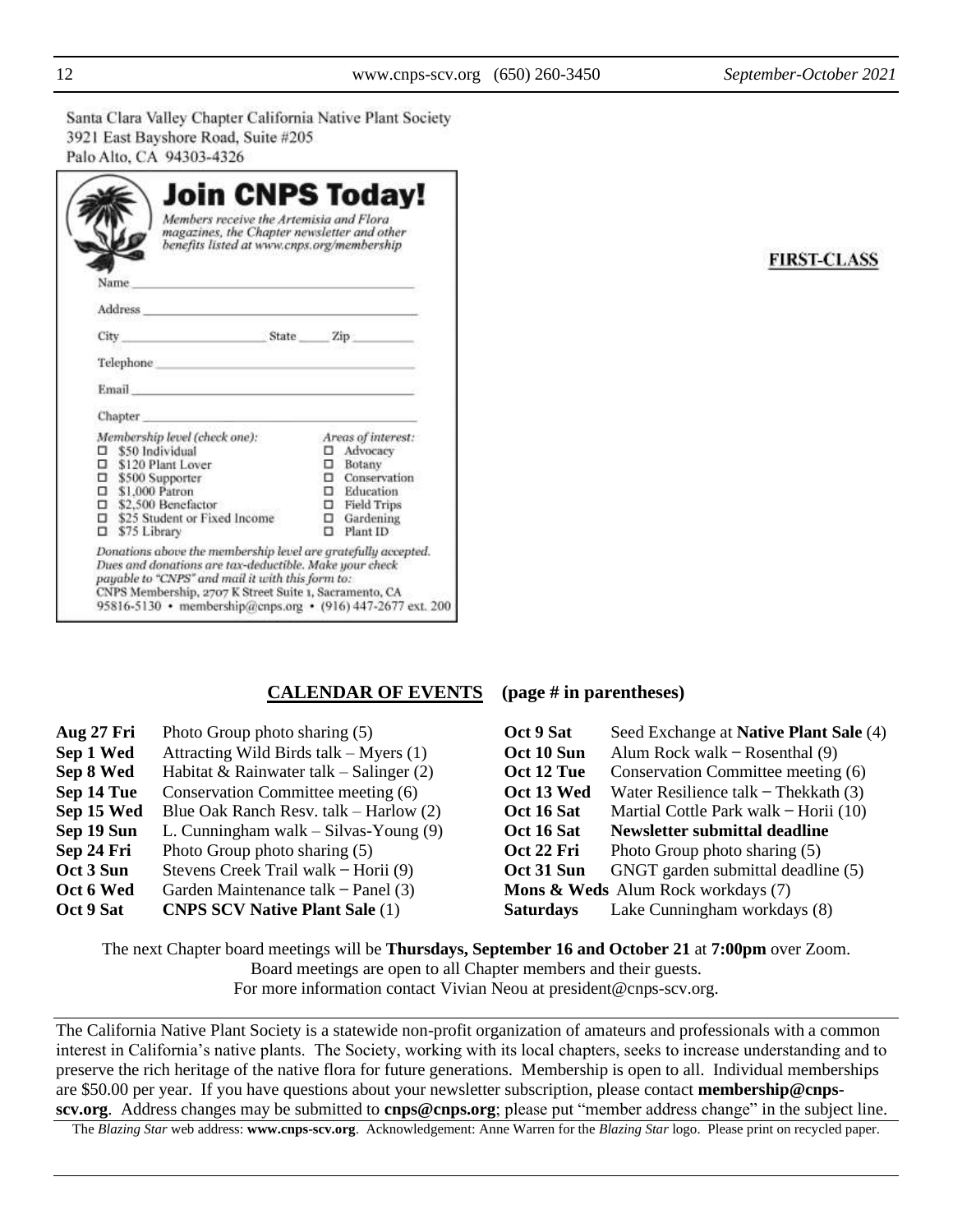Santa Clara Valley Chapter California Native Plant Society
3921 East Bayshore Road, Suite #205
Palo Alto, CA 94303-4326

**FIRST-CLASS**

## Join CNPS Today!

*Members receive the Artemisia and Flora magazines, the Chapter newsletter and other benefits listed at www.cnps.org/membership*

Name ______________________

Address ______________________

City ____________ State ____ Zip ______

Telephone ______________________

Email ______________________

Chapter ______________________

*Membership level (check one):*

- ☐ $50 Individual
- ☐ $120 Plant Lover
- ☐ $500 Supporter
- ☐ $1,000 Patron
- ☐ $2,500 Benefactor
- ☐ $25 Student or Fixed Income
- ☐ $75 Library

*Areas of interest:*

- ☐ Advocacy
- ☐ Botany
- ☐ Conservation
- ☐ Education
- ☐ Field Trips
- ☐ Gardening
- ☐ Plant ID

*Donations above the membership level are gratefully accepted. Dues and donations are tax-deductible. Make your check payable to "CNPS" and mail it with this form to:*
CNPS Membership, 2707 K Street Suite 1, Sacramento, CA 95816-5130 • membership@cnps.org • (916) 447-2677 ext. 200

## CALENDAR OF EVENTS (page # in parentheses)

| | |
|---|---|
| **Aug 27 Fri** | Photo Group photo sharing (5) |
| **Sep 1 Wed** | Attracting Wild Birds talk – Myers (1) |
| **Sep 8 Wed** | Habitat & Rainwater talk – Salinger (2) |
| **Sep 14 Tue** | Conservation Committee meeting (6) |
| **Sep 15 Wed** | Blue Oak Ranch Resv. talk – Harlow (2) |
| **Sep 19 Sun** | L. Cunningham walk – Silvas-Young (9) |
| **Sep 24 Fri** | Photo Group photo sharing (5) |
| **Oct 3 Sun** | Stevens Creek Trail walk – Horii (9) |
| **Oct 6 Wed** | Garden Maintenance talk – Panel (3) |
| **Oct 9 Sat** | **CNPS SCV Native Plant Sale** (1) |
| **Oct 9 Sat** | Seed Exchange at **Native Plant Sale** (4) |
| **Oct 10 Sun** | Alum Rock walk – Rosenthal (9) |
| **Oct 12 Tue** | Conservation Committee meeting (6) |
| **Oct 13 Wed** | Water Resilience talk – Thekkath (3) |
| **Oct 16 Sat** | Martial Cottle Park walk – Horii (10) |
| **Oct 16 Sat** | **Newsletter submittal deadline** |
| **Oct 22 Fri** | Photo Group photo sharing (5) |
| **Oct 31 Sun** | GNGT garden submittal deadline (5) |
| **Mons & Weds** | Alum Rock workdays (7) |
| **Saturdays** | Lake Cunningham workdays (8) |

The next Chapter board meetings will be **Thursdays, September 16 and October 21** at **7:00pm** over Zoom.
Board meetings are open to all Chapter members and their guests.
For more information contact Vivian Neou at president@cnps-scv.org.

The California Native Plant Society is a statewide non-profit organization of amateurs and professionals with a common interest in California's native plants. The Society, working with its local chapters, seeks to increase understanding and to preserve the rich heritage of the native flora for future generations. Membership is open to all. Individual memberships are $50.00 per year. If you have questions about your newsletter subscription, please contact **membership@cnps-scv.org**. Address changes may be submitted to **cnps@cnps.org**; please put "member address change" in the subject line.

The *Blazing Star* web address: **www.cnps-scv.org**. Acknowledgement: Anne Warren for the *Blazing Star* logo. Please print on recycled paper.